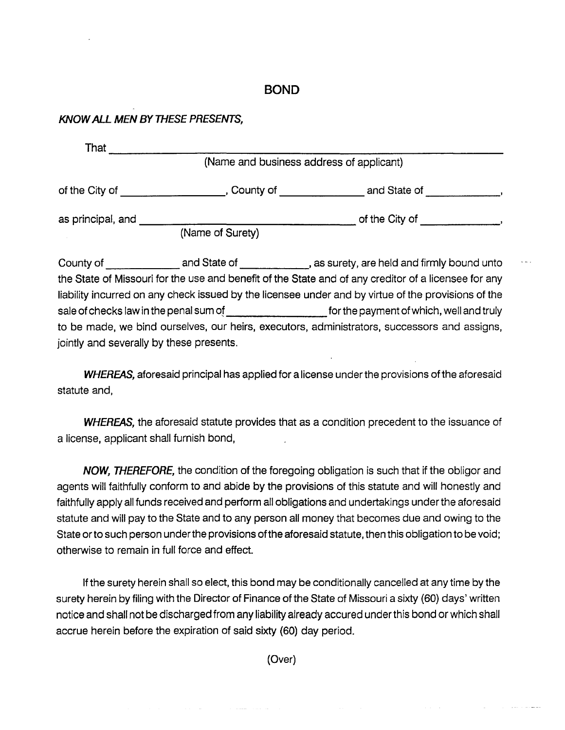# BOND

***KNOW ALL MEN BY THESE PRESENTS,***

That ______________________________________________________________
(Name and business address of applicant)

of the City of __________________, County of ______________ and State of _____________,

as principal, and ______________________________________ of the City of ______________,
(Name of Surety)

County of _____________ and State of ____________, as surety, are held and firmly bound unto the State of Missouri for the use and benefit of the State and of any creditor of a licensee for any liability incurred on any check issued by the licensee under and by virtue of the provisions of the sale of checks law in the penal sum of __________________ for the payment of which, well and truly to be made, we bind ourselves, our heirs, executors, administrators, successors and assigns, jointly and severally by these presents.

***WHEREAS,*** aforesaid principal has applied for a license under the provisions of the aforesaid statute and,

***WHEREAS,*** the aforesaid statute provides that as a condition precedent to the issuance of a license, applicant shall furnish bond,

***NOW, THEREFORE,*** the condition of the foregoing obligation is such that if the obligor and agents will faithfully conform to and abide by the provisions of this statute and will honestly and faithfully apply all funds received and perform all obligations and undertakings under the aforesaid statute and will pay to the State and to any person all money that becomes due and owing to the State or to such person under the provisions of the aforesaid statute, then this obligation to be void; otherwise to remain in full force and effect.

If the surety herein shall so elect, this bond may be conditionally cancelled at any time by the surety herein by filing with the Director of Finance of the State of Missouri a sixty (60) days' written notice and shall not be discharged from any liability already accured under this bond or which shall accrue herein before the expiration of said sixty (60) day period.

(Over)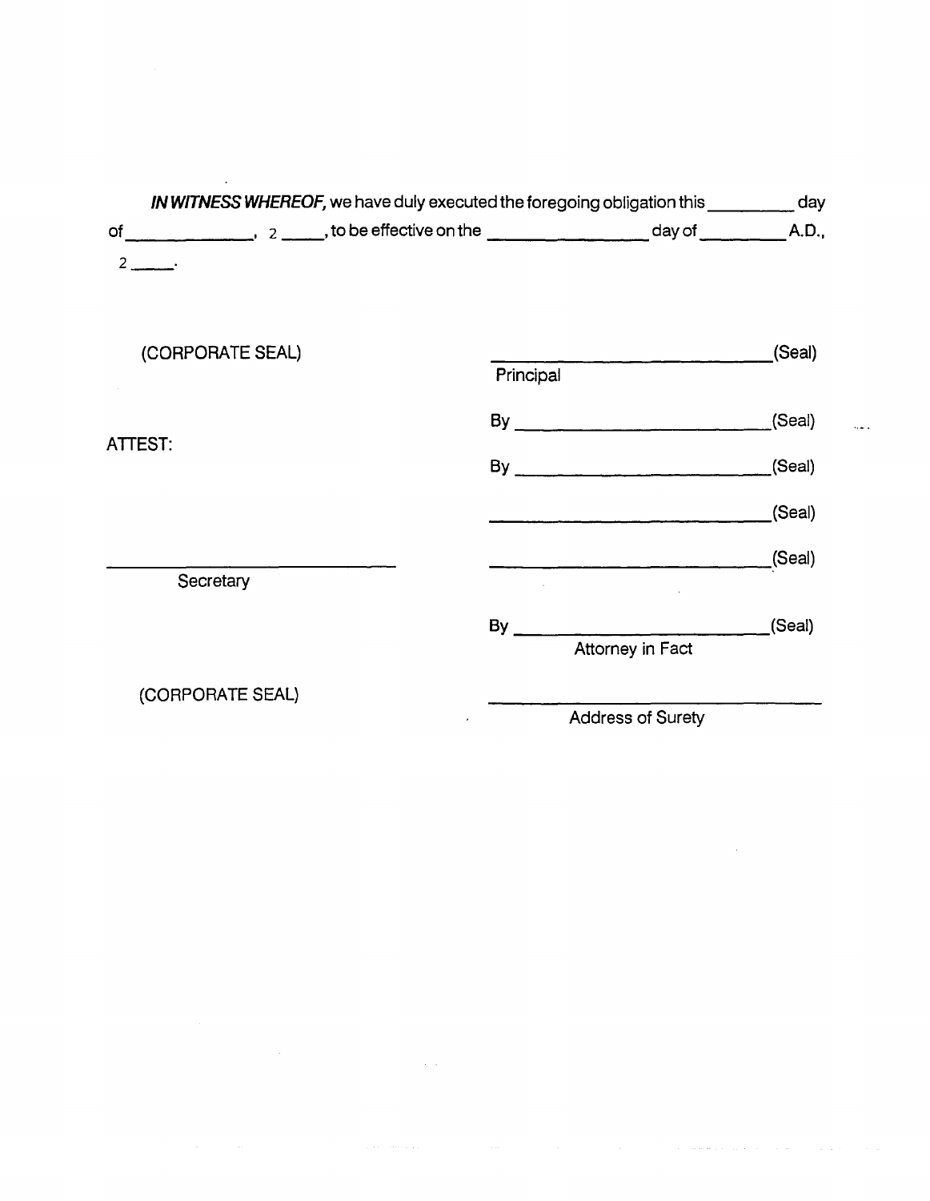***IN WITNESS WHEREOF,*** we have duly executed the foregoing obligation this __________ day of ______________, 2 _____, to be effective on the _________________ day of _________ A.D., 2 _____.

(CORPORATE SEAL)

______________________________ (Seal)
Principal

ATTEST:

By ___________________________ (Seal)

By ___________________________ (Seal)

______________________________ (Seal)

______________________________ (Seal)

______________________________
Secretary

By ___________________________ (Seal)
Attorney in Fact

(CORPORATE SEAL)

______________________________
Address of Surety